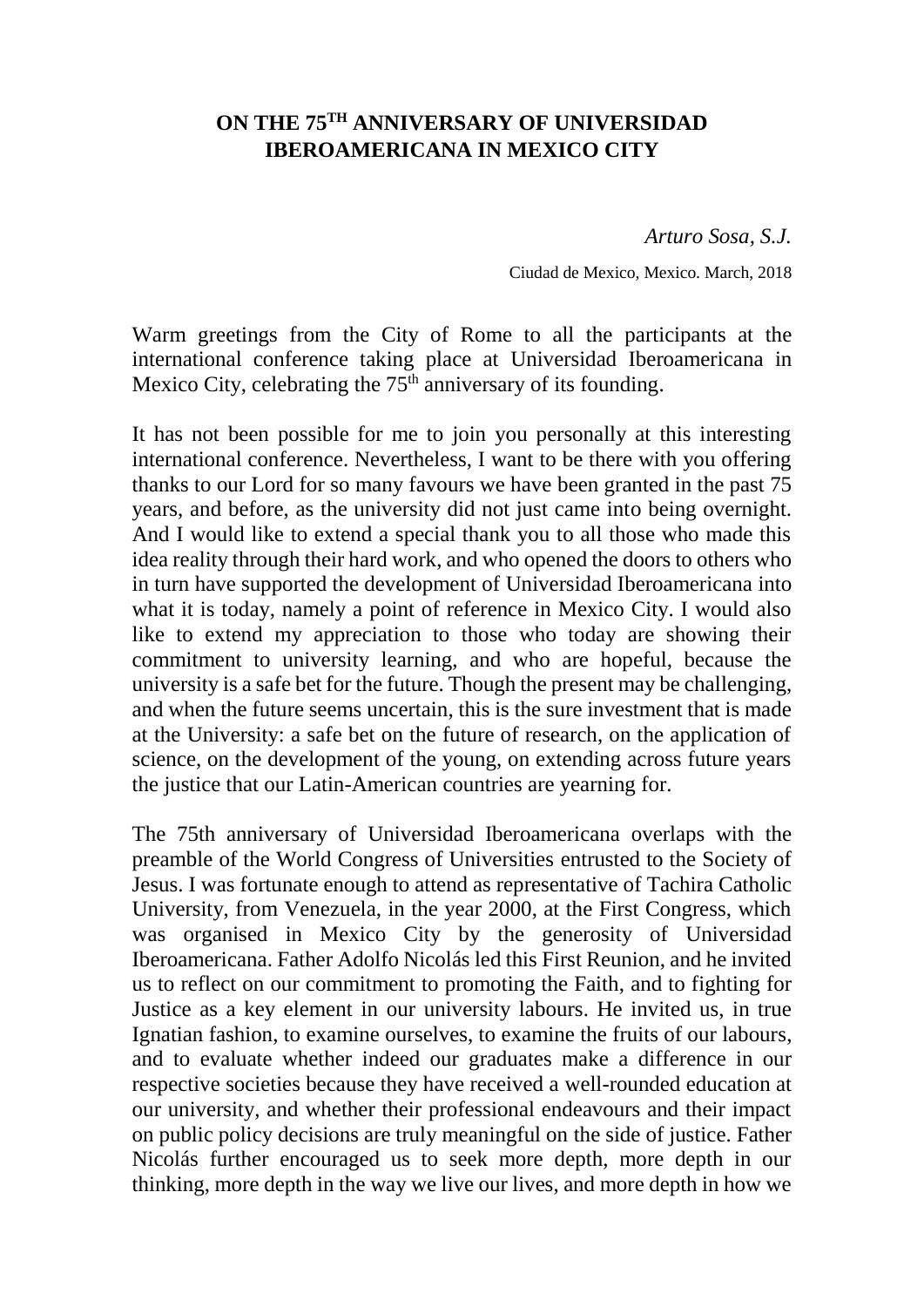# ON THE 75TH ANNIVERSARY OF UNIVERSIDAD IBEROAMERICANA IN MEXICO CITY

*Arturo Sosa, S.J.*

Ciudad de Mexico, Mexico. March, 2018

Warm greetings from the City of Rome to all the participants at the international conference taking place at Universidad Iberoamericana in Mexico City, celebrating the 75th anniversary of its founding.

It has not been possible for me to join you personally at this interesting international conference. Nevertheless, I want to be there with you offering thanks to our Lord for so many favours we have been granted in the past 75 years, and before, as the university did not just came into being overnight. And I would like to extend a special thank you to all those who made this idea reality through their hard work, and who opened the doors to others who in turn have supported the development of Universidad Iberoamericana into what it is today, namely a point of reference in Mexico City. I would also like to extend my appreciation to those who today are showing their commitment to university learning, and who are hopeful, because the university is a safe bet for the future. Though the present may be challenging, and when the future seems uncertain, this is the sure investment that is made at the University: a safe bet on the future of research, on the application of science, on the development of the young, on extending across future years the justice that our Latin-American countries are yearning for.

The 75th anniversary of Universidad Iberoamericana overlaps with the preamble of the World Congress of Universities entrusted to the Society of Jesus. I was fortunate enough to attend as representative of Tachira Catholic University, from Venezuela, in the year 2000, at the First Congress, which was organised in Mexico City by the generosity of Universidad Iberoamericana. Father Adolfo Nicolás led this First Reunion, and he invited us to reflect on our commitment to promoting the Faith, and to fighting for Justice as a key element in our university labours. He invited us, in true Ignatian fashion, to examine ourselves, to examine the fruits of our labours, and to evaluate whether indeed our graduates make a difference in our respective societies because they have received a well-rounded education at our university, and whether their professional endeavours and their impact on public policy decisions are truly meaningful on the side of justice. Father Nicolás further encouraged us to seek more depth, more depth in our thinking, more depth in the way we live our lives, and more depth in how we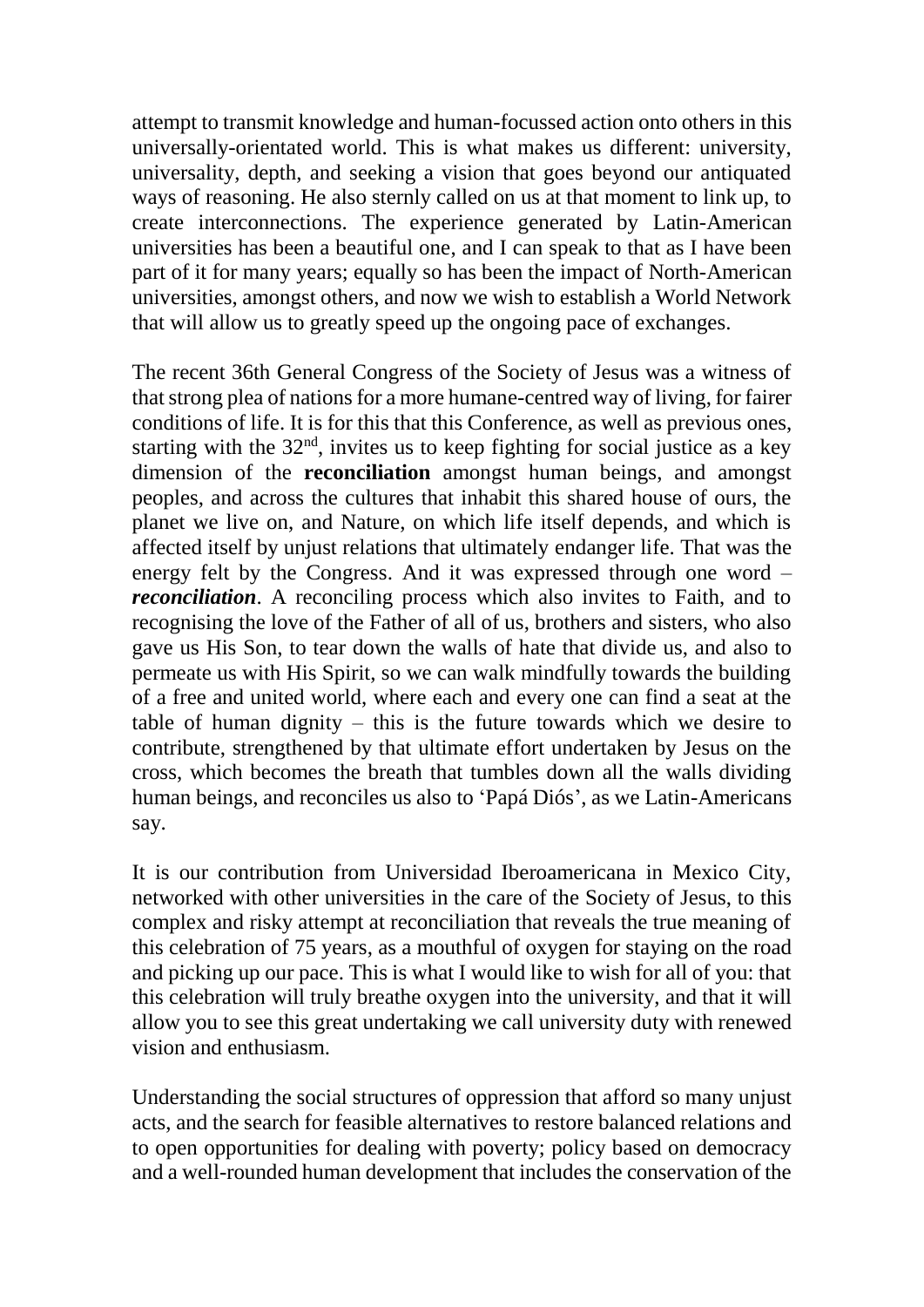attempt to transmit knowledge and human-focussed action onto others in this universally-orientated world. This is what makes us different: university, universality, depth, and seeking a vision that goes beyond our antiquated ways of reasoning. He also sternly called on us at that moment to link up, to create interconnections. The experience generated by Latin-American universities has been a beautiful one, and I can speak to that as I have been part of it for many years; equally so has been the impact of North-American universities, amongst others, and now we wish to establish a World Network that will allow us to greatly speed up the ongoing pace of exchanges.

The recent 36th General Congress of the Society of Jesus was a witness of that strong plea of nations for a more humane-centred way of living, for fairer conditions of life. It is for this that this Conference, as well as previous ones, starting with the 32nd, invites us to keep fighting for social justice as a key dimension of the **reconciliation** amongst human beings, and amongst peoples, and across the cultures that inhabit this shared house of ours, the planet we live on, and Nature, on which life itself depends, and which is affected itself by unjust relations that ultimately endanger life. That was the energy felt by the Congress. And it was expressed through one word – ***reconciliation***. A reconciling process which also invites to Faith, and to recognising the love of the Father of all of us, brothers and sisters, who also gave us His Son, to tear down the walls of hate that divide us, and also to permeate us with His Spirit, so we can walk mindfully towards the building of a free and united world, where each and every one can find a seat at the table of human dignity – this is the future towards which we desire to contribute, strengthened by that ultimate effort undertaken by Jesus on the cross, which becomes the breath that tumbles down all the walls dividing human beings, and reconciles us also to 'Papá Diós', as we Latin-Americans say.

It is our contribution from Universidad Iberoamericana in Mexico City, networked with other universities in the care of the Society of Jesus, to this complex and risky attempt at reconciliation that reveals the true meaning of this celebration of 75 years, as a mouthful of oxygen for staying on the road and picking up our pace. This is what I would like to wish for all of you: that this celebration will truly breathe oxygen into the university, and that it will allow you to see this great undertaking we call university duty with renewed vision and enthusiasm.

Understanding the social structures of oppression that afford so many unjust acts, and the search for feasible alternatives to restore balanced relations and to open opportunities for dealing with poverty; policy based on democracy and a well-rounded human development that includes the conservation of the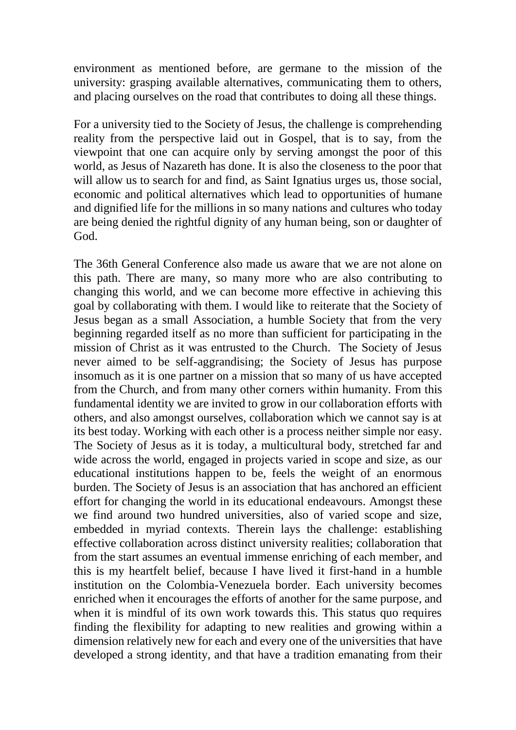environment as mentioned before, are germane to the mission of the university: grasping available alternatives, communicating them to others, and placing ourselves on the road that contributes to doing all these things.

For a university tied to the Society of Jesus, the challenge is comprehending reality from the perspective laid out in Gospel, that is to say, from the viewpoint that one can acquire only by serving amongst the poor of this world, as Jesus of Nazareth has done. It is also the closeness to the poor that will allow us to search for and find, as Saint Ignatius urges us, those social, economic and political alternatives which lead to opportunities of humane and dignified life for the millions in so many nations and cultures who today are being denied the rightful dignity of any human being, son or daughter of God.

The 36th General Conference also made us aware that we are not alone on this path. There are many, so many more who are also contributing to changing this world, and we can become more effective in achieving this goal by collaborating with them. I would like to reiterate that the Society of Jesus began as a small Association, a humble Society that from the very beginning regarded itself as no more than sufficient for participating in the mission of Christ as it was entrusted to the Church. The Society of Jesus never aimed to be self-aggrandising; the Society of Jesus has purpose insomuch as it is one partner on a mission that so many of us have accepted from the Church, and from many other corners within humanity. From this fundamental identity we are invited to grow in our collaboration efforts with others, and also amongst ourselves, collaboration which we cannot say is at its best today. Working with each other is a process neither simple nor easy. The Society of Jesus as it is today, a multicultural body, stretched far and wide across the world, engaged in projects varied in scope and size, as our educational institutions happen to be, feels the weight of an enormous burden. The Society of Jesus is an association that has anchored an efficient effort for changing the world in its educational endeavours. Amongst these we find around two hundred universities, also of varied scope and size, embedded in myriad contexts. Therein lays the challenge: establishing effective collaboration across distinct university realities; collaboration that from the start assumes an eventual immense enriching of each member, and this is my heartfelt belief, because I have lived it first-hand in a humble institution on the Colombia-Venezuela border. Each university becomes enriched when it encourages the efforts of another for the same purpose, and when it is mindful of its own work towards this. This status quo requires finding the flexibility for adapting to new realities and growing within a dimension relatively new for each and every one of the universities that have developed a strong identity, and that have a tradition emanating from their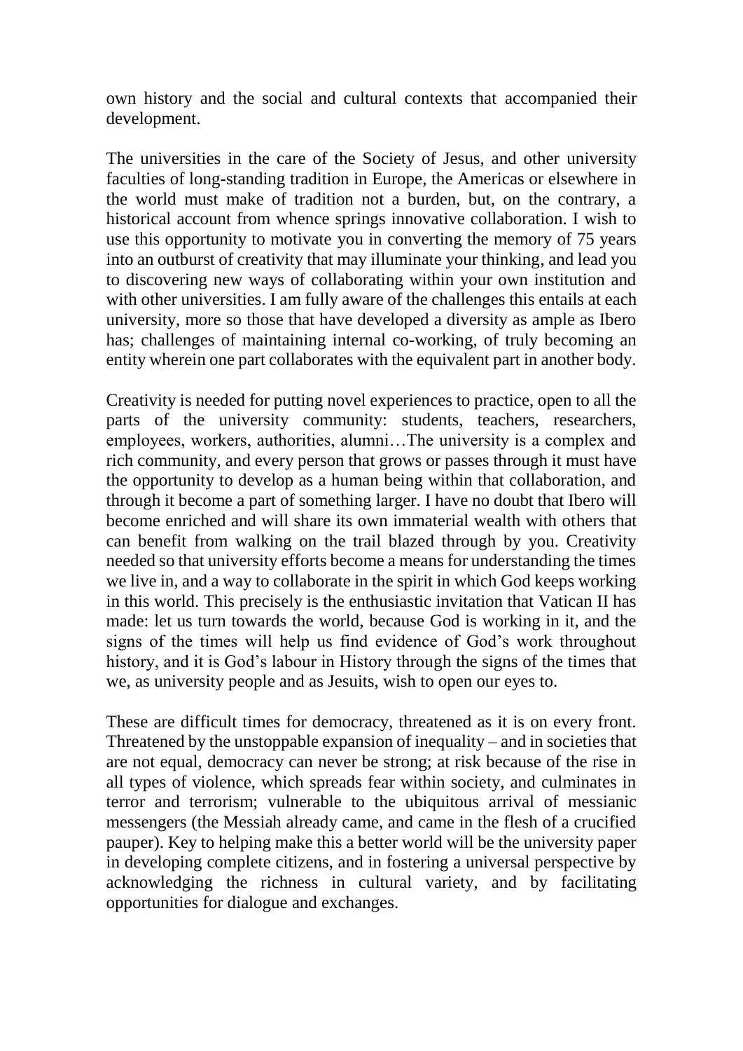own history and the social and cultural contexts that accompanied their development.

The universities in the care of the Society of Jesus, and other university faculties of long-standing tradition in Europe, the Americas or elsewhere in the world must make of tradition not a burden, but, on the contrary, a historical account from whence springs innovative collaboration. I wish to use this opportunity to motivate you in converting the memory of 75 years into an outburst of creativity that may illuminate your thinking, and lead you to discovering new ways of collaborating within your own institution and with other universities. I am fully aware of the challenges this entails at each university, more so those that have developed a diversity as ample as Ibero has; challenges of maintaining internal co-working, of truly becoming an entity wherein one part collaborates with the equivalent part in another body.

Creativity is needed for putting novel experiences to practice, open to all the parts of the university community: students, teachers, researchers, employees, workers, authorities, alumni…The university is a complex and rich community, and every person that grows or passes through it must have the opportunity to develop as a human being within that collaboration, and through it become a part of something larger. I have no doubt that Ibero will become enriched and will share its own immaterial wealth with others that can benefit from walking on the trail blazed through by you. Creativity needed so that university efforts become a means for understanding the times we live in, and a way to collaborate in the spirit in which God keeps working in this world. This precisely is the enthusiastic invitation that Vatican II has made: let us turn towards the world, because God is working in it, and the signs of the times will help us find evidence of God's work throughout history, and it is God's labour in History through the signs of the times that we, as university people and as Jesuits, wish to open our eyes to.

These are difficult times for democracy, threatened as it is on every front. Threatened by the unstoppable expansion of inequality – and in societies that are not equal, democracy can never be strong; at risk because of the rise in all types of violence, which spreads fear within society, and culminates in terror and terrorism; vulnerable to the ubiquitous arrival of messianic messengers (the Messiah already came, and came in the flesh of a crucified pauper). Key to helping make this a better world will be the university paper in developing complete citizens, and in fostering a universal perspective by acknowledging the richness in cultural variety, and by facilitating opportunities for dialogue and exchanges.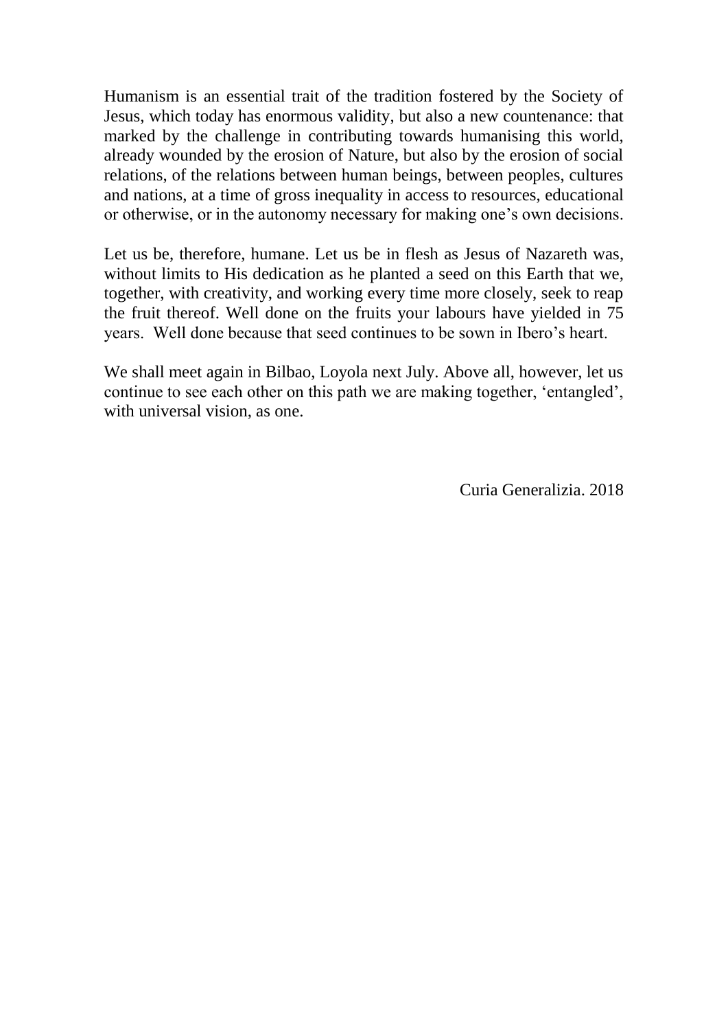Humanism is an essential trait of the tradition fostered by the Society of Jesus, which today has enormous validity, but also a new countenance: that marked by the challenge in contributing towards humanising this world, already wounded by the erosion of Nature, but also by the erosion of social relations, of the relations between human beings, between peoples, cultures and nations, at a time of gross inequality in access to resources, educational or otherwise, or in the autonomy necessary for making one's own decisions.

Let us be, therefore, humane. Let us be in flesh as Jesus of Nazareth was, without limits to His dedication as he planted a seed on this Earth that we, together, with creativity, and working every time more closely, seek to reap the fruit thereof. Well done on the fruits your labours have yielded in 75 years. Well done because that seed continues to be sown in Ibero's heart.

We shall meet again in Bilbao, Loyola next July. Above all, however, let us continue to see each other on this path we are making together, 'entangled', with universal vision, as one.

Curia Generalizia. 2018